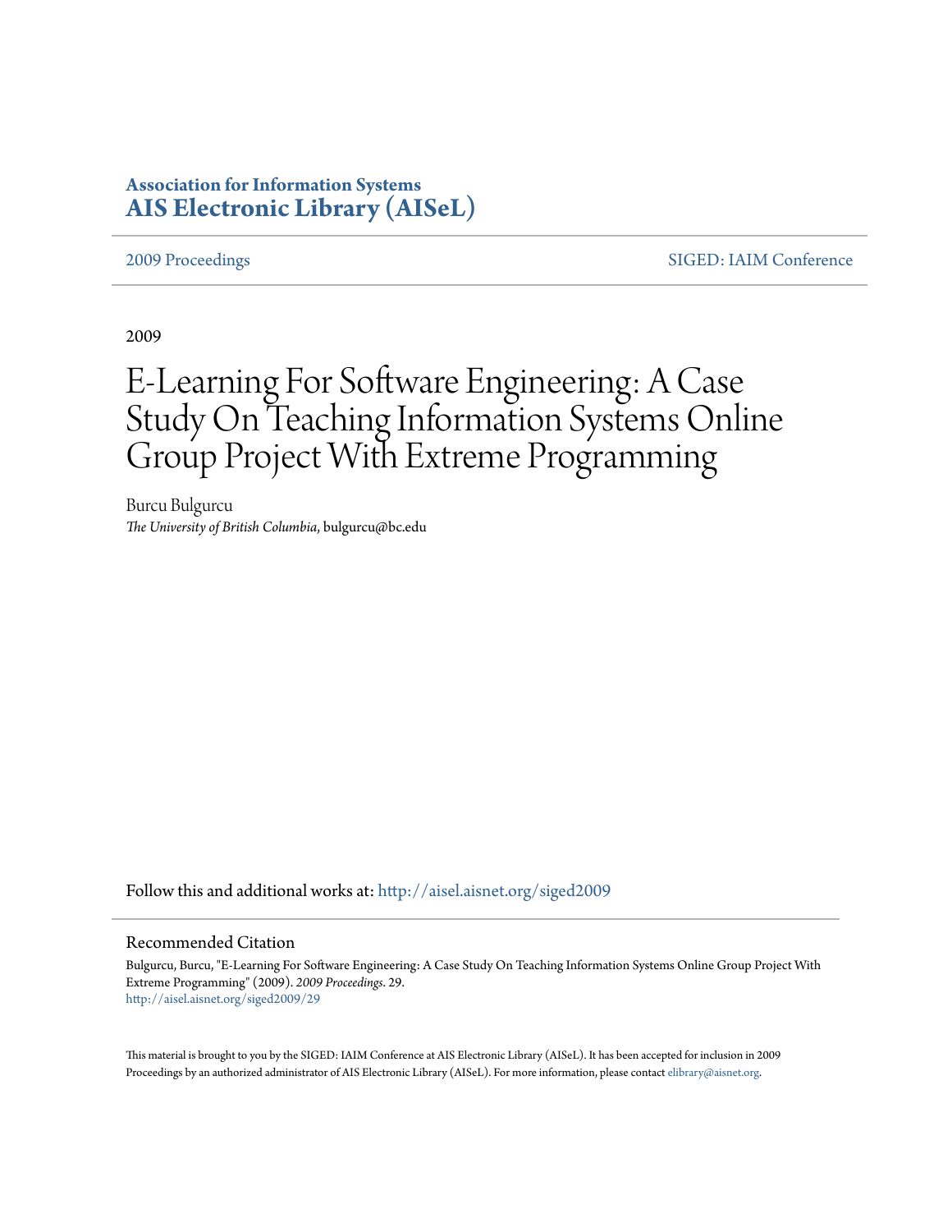**Association for Information Systems**
**AIS Electronic Library (AISeL)**

2009 Proceedings | SIGED: IAIM Conference

2009

# E-Learning For Software Engineering: A Case Study On Teaching Information Systems Online Group Project With Extreme Programming

Burcu Bulgurcu
*The University of British Columbia*, bulgurcu@bc.edu

Follow this and additional works at: http://aisel.aisnet.org/siged2009

## Recommended Citation

Bulgurcu, Burcu, "E-Learning For Software Engineering: A Case Study On Teaching Information Systems Online Group Project With Extreme Programming" (2009). *2009 Proceedings*. 29.
http://aisel.aisnet.org/siged2009/29

This material is brought to you by the SIGED: IAIM Conference at AIS Electronic Library (AISeL). It has been accepted for inclusion in 2009 Proceedings by an authorized administrator of AIS Electronic Library (AISeL). For more information, please contact elibrary@aisnet.org.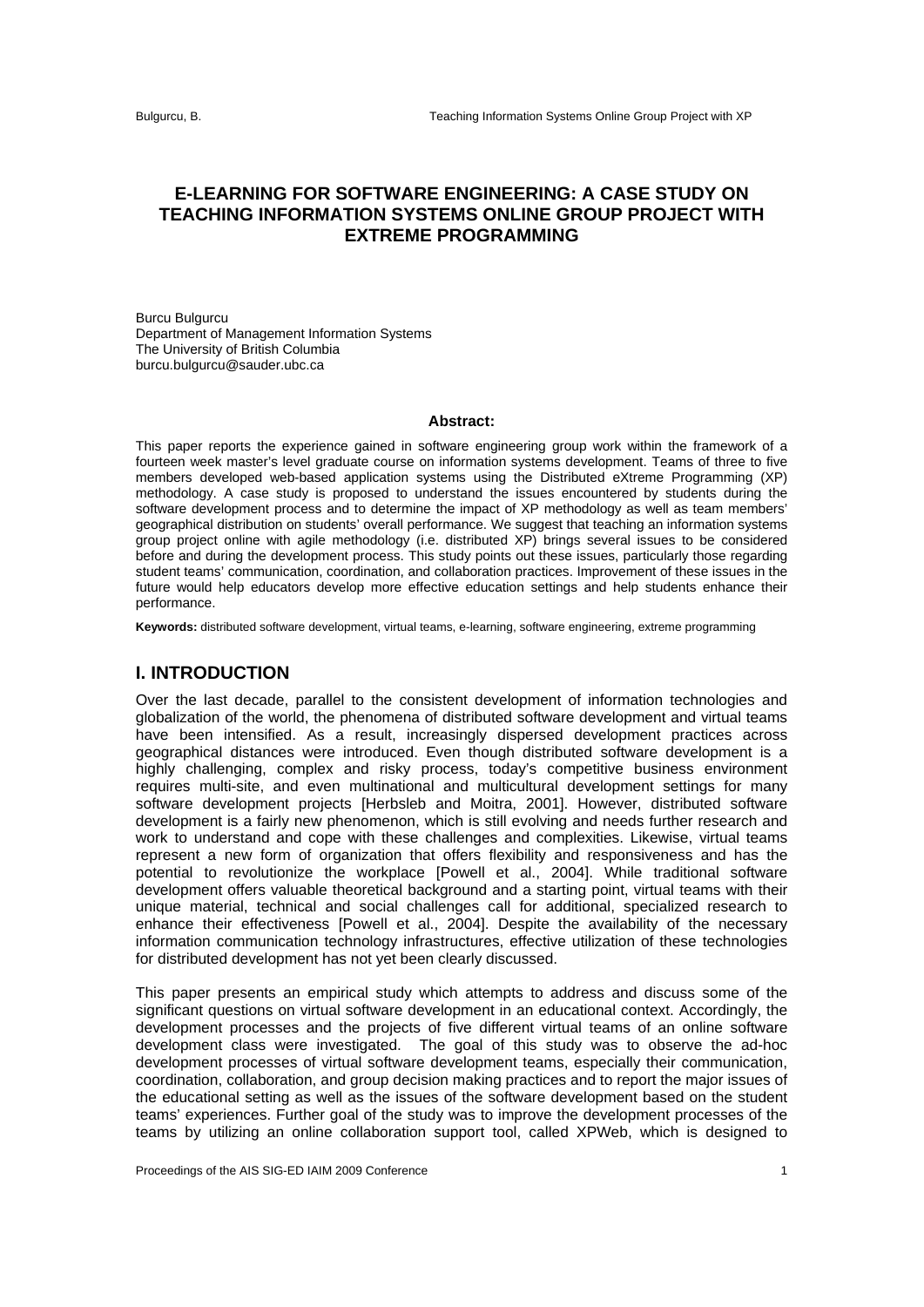# E-LEARNING FOR SOFTWARE ENGINEERING: A CASE STUDY ON TEACHING INFORMATION SYSTEMS ONLINE GROUP PROJECT WITH EXTREME PROGRAMMING

Burcu Bulgurcu
Department of Management Information Systems
The University of British Columbia
burcu.bulgurcu@sauder.ubc.ca

**Abstract:**

This paper reports the experience gained in software engineering group work within the framework of a fourteen week master's level graduate course on information systems development. Teams of three to five members developed web-based application systems using the Distributed eXtreme Programming (XP) methodology. A case study is proposed to understand the issues encountered by students during the software development process and to determine the impact of XP methodology as well as team members' geographical distribution on students' overall performance. We suggest that teaching an information systems group project online with agile methodology (i.e. distributed XP) brings several issues to be considered before and during the development process. This study points out these issues, particularly those regarding student teams' communication, coordination, and collaboration practices. Improvement of these issues in the future would help educators develop more effective education settings and help students enhance their performance.

**Keywords:** distributed software development, virtual teams, e-learning, software engineering, extreme programming

## I. INTRODUCTION

Over the last decade, parallel to the consistent development of information technologies and globalization of the world, the phenomena of distributed software development and virtual teams have been intensified. As a result, increasingly dispersed development practices across geographical distances were introduced. Even though distributed software development is a highly challenging, complex and risky process, today's competitive business environment requires multi-site, and even multinational and multicultural development settings for many software development projects [Herbsleb and Moitra, 2001]. However, distributed software development is a fairly new phenomenon, which is still evolving and needs further research and work to understand and cope with these challenges and complexities. Likewise, virtual teams represent a new form of organization that offers flexibility and responsiveness and has the potential to revolutionize the workplace [Powell et al., 2004]. While traditional software development offers valuable theoretical background and a starting point, virtual teams with their unique material, technical and social challenges call for additional, specialized research to enhance their effectiveness [Powell et al., 2004]. Despite the availability of the necessary information communication technology infrastructures, effective utilization of these technologies for distributed development has not yet been clearly discussed.

This paper presents an empirical study which attempts to address and discuss some of the significant questions on virtual software development in an educational context. Accordingly, the development processes and the projects of five different virtual teams of an online software development class were investigated. The goal of this study was to observe the ad-hoc development processes of virtual software development teams, especially their communication, coordination, collaboration, and group decision making practices and to report the major issues of the educational setting as well as the issues of the software development based on the student teams' experiences. Further goal of the study was to improve the development processes of the teams by utilizing an online collaboration support tool, called XPWeb, which is designed to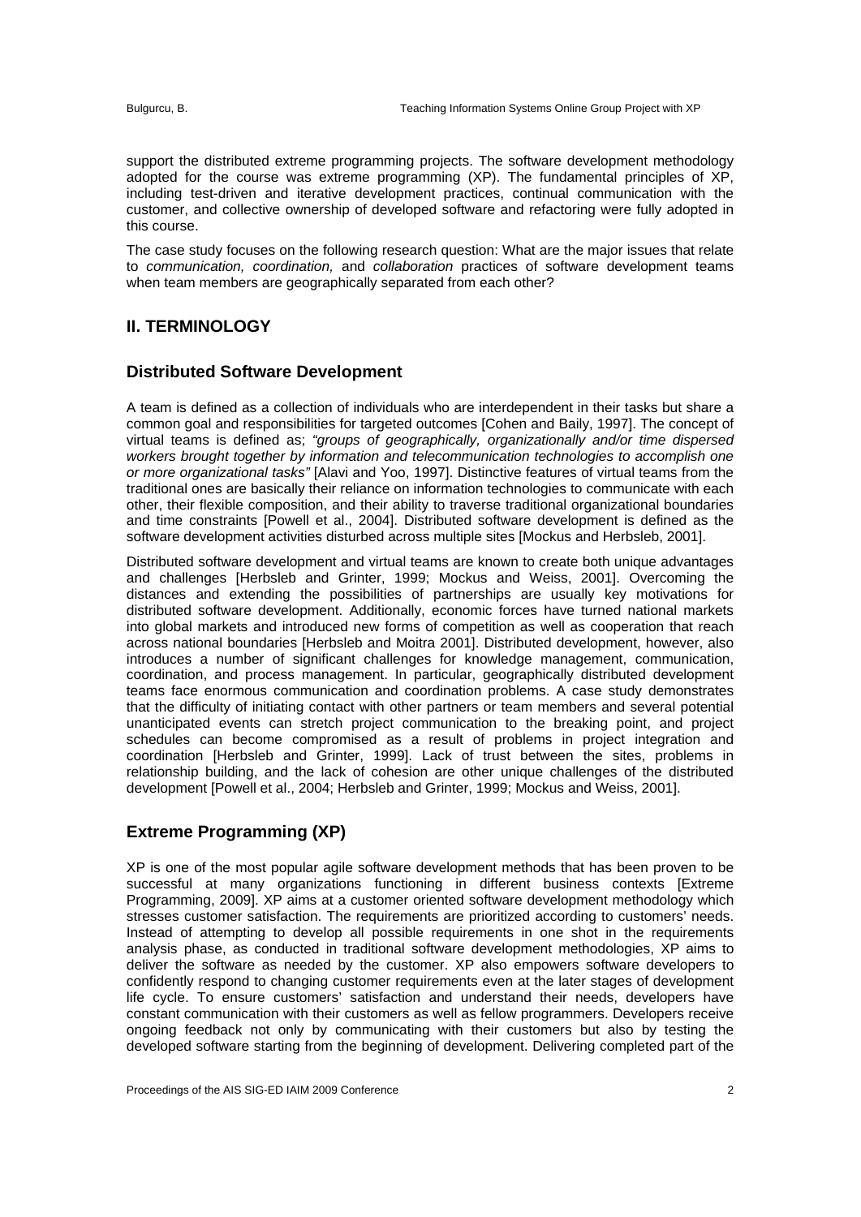support the distributed extreme programming projects. The software development methodology adopted for the course was extreme programming (XP). The fundamental principles of XP, including test-driven and iterative development practices, continual communication with the customer, and collective ownership of developed software and refactoring were fully adopted in this course.

The case study focuses on the following research question: What are the major issues that relate to *communication, coordination,* and *collaboration* practices of software development teams when team members are geographically separated from each other?

## II. TERMINOLOGY

### Distributed Software Development

A team is defined as a collection of individuals who are interdependent in their tasks but share a common goal and responsibilities for targeted outcomes [Cohen and Baily, 1997]. The concept of virtual teams is defined as; *"groups of geographically, organizationally and/or time dispersed workers brought together by information and telecommunication technologies to accomplish one or more organizational tasks"* [Alavi and Yoo, 1997]. Distinctive features of virtual teams from the traditional ones are basically their reliance on information technologies to communicate with each other, their flexible composition, and their ability to traverse traditional organizational boundaries and time constraints [Powell et al., 2004]. Distributed software development is defined as the software development activities disturbed across multiple sites [Mockus and Herbsleb, 2001].

Distributed software development and virtual teams are known to create both unique advantages and challenges [Herbsleb and Grinter, 1999; Mockus and Weiss, 2001]. Overcoming the distances and extending the possibilities of partnerships are usually key motivations for distributed software development. Additionally, economic forces have turned national markets into global markets and introduced new forms of competition as well as cooperation that reach across national boundaries [Herbsleb and Moitra 2001]. Distributed development, however, also introduces a number of significant challenges for knowledge management, communication, coordination, and process management. In particular, geographically distributed development teams face enormous communication and coordination problems. A case study demonstrates that the difficulty of initiating contact with other partners or team members and several potential unanticipated events can stretch project communication to the breaking point, and project schedules can become compromised as a result of problems in project integration and coordination [Herbsleb and Grinter, 1999]. Lack of trust between the sites, problems in relationship building, and the lack of cohesion are other unique challenges of the distributed development [Powell et al., 2004; Herbsleb and Grinter, 1999; Mockus and Weiss, 2001].

### Extreme Programming (XP)

XP is one of the most popular agile software development methods that has been proven to be successful at many organizations functioning in different business contexts [Extreme Programming, 2009]. XP aims at a customer oriented software development methodology which stresses customer satisfaction. The requirements are prioritized according to customers' needs. Instead of attempting to develop all possible requirements in one shot in the requirements analysis phase, as conducted in traditional software development methodologies, XP aims to deliver the software as needed by the customer. XP also empowers software developers to confidently respond to changing customer requirements even at the later stages of development life cycle. To ensure customers' satisfaction and understand their needs, developers have constant communication with their customers as well as fellow programmers. Developers receive ongoing feedback not only by communicating with their customers but also by testing the developed software starting from the beginning of development. Delivering completed part of the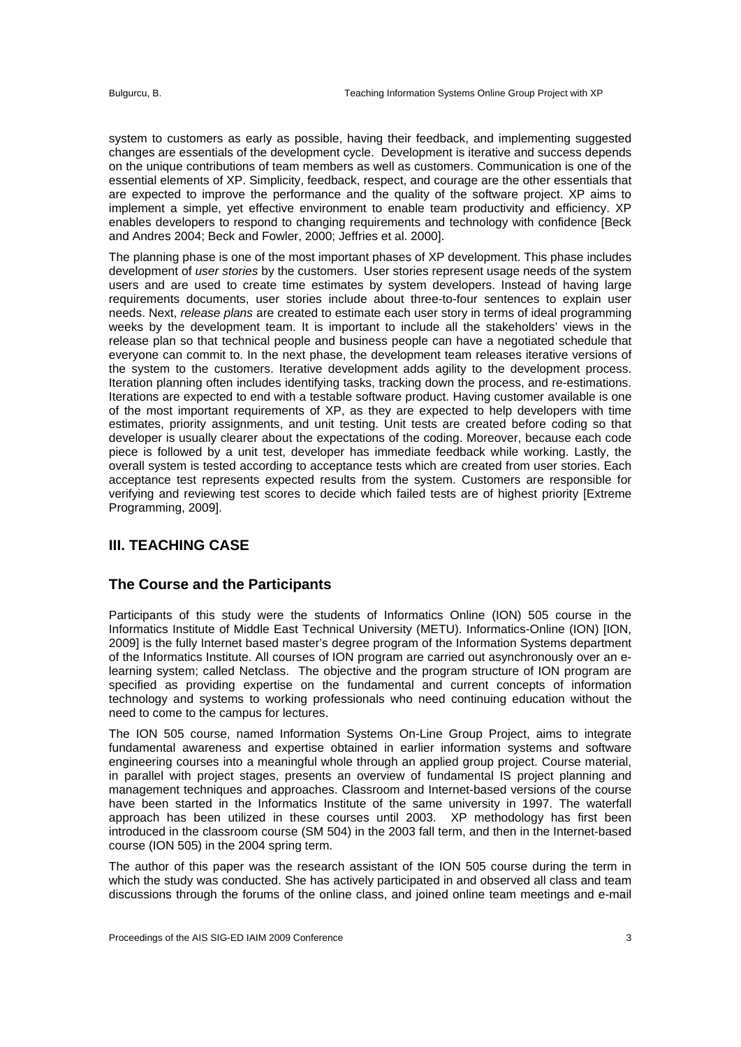system to customers as early as possible, having their feedback, and implementing suggested changes are essentials of the development cycle. Development is iterative and success depends on the unique contributions of team members as well as customers. Communication is one of the essential elements of XP. Simplicity, feedback, respect, and courage are the other essentials that are expected to improve the performance and the quality of the software project. XP aims to implement a simple, yet effective environment to enable team productivity and efficiency. XP enables developers to respond to changing requirements and technology with confidence [Beck and Andres 2004; Beck and Fowler, 2000; Jeffries et al. 2000].

The planning phase is one of the most important phases of XP development. This phase includes development of *user stories* by the customers. User stories represent usage needs of the system users and are used to create time estimates by system developers. Instead of having large requirements documents, user stories include about three-to-four sentences to explain user needs. Next, *release plans* are created to estimate each user story in terms of ideal programming weeks by the development team. It is important to include all the stakeholders' views in the release plan so that technical people and business people can have a negotiated schedule that everyone can commit to. In the next phase, the development team releases iterative versions of the system to the customers. Iterative development adds agility to the development process. Iteration planning often includes identifying tasks, tracking down the process, and re-estimations. Iterations are expected to end with a testable software product. Having customer available is one of the most important requirements of XP, as they are expected to help developers with time estimates, priority assignments, and unit testing. Unit tests are created before coding so that developer is usually clearer about the expectations of the coding. Moreover, because each code piece is followed by a unit test, developer has immediate feedback while working. Lastly, the overall system is tested according to acceptance tests which are created from user stories. Each acceptance test represents expected results from the system. Customers are responsible for verifying and reviewing test scores to decide which failed tests are of highest priority [Extreme Programming, 2009].

## III. TEACHING CASE

### The Course and the Participants

Participants of this study were the students of Informatics Online (ION) 505 course in the Informatics Institute of Middle East Technical University (METU). Informatics-Online (ION) [ION, 2009] is the fully Internet based master's degree program of the Information Systems department of the Informatics Institute. All courses of ION program are carried out asynchronously over an e-learning system; called Netclass. The objective and the program structure of ION program are specified as providing expertise on the fundamental and current concepts of information technology and systems to working professionals who need continuing education without the need to come to the campus for lectures.

The ION 505 course, named Information Systems On-Line Group Project, aims to integrate fundamental awareness and expertise obtained in earlier information systems and software engineering courses into a meaningful whole through an applied group project. Course material, in parallel with project stages, presents an overview of fundamental IS project planning and management techniques and approaches. Classroom and Internet-based versions of the course have been started in the Informatics Institute of the same university in 1997. The waterfall approach has been utilized in these courses until 2003. XP methodology has first been introduced in the classroom course (SM 504) in the 2003 fall term, and then in the Internet-based course (ION 505) in the 2004 spring term.

The author of this paper was the research assistant of the ION 505 course during the term in which the study was conducted. She has actively participated in and observed all class and team discussions through the forums of the online class, and joined online team meetings and e-mail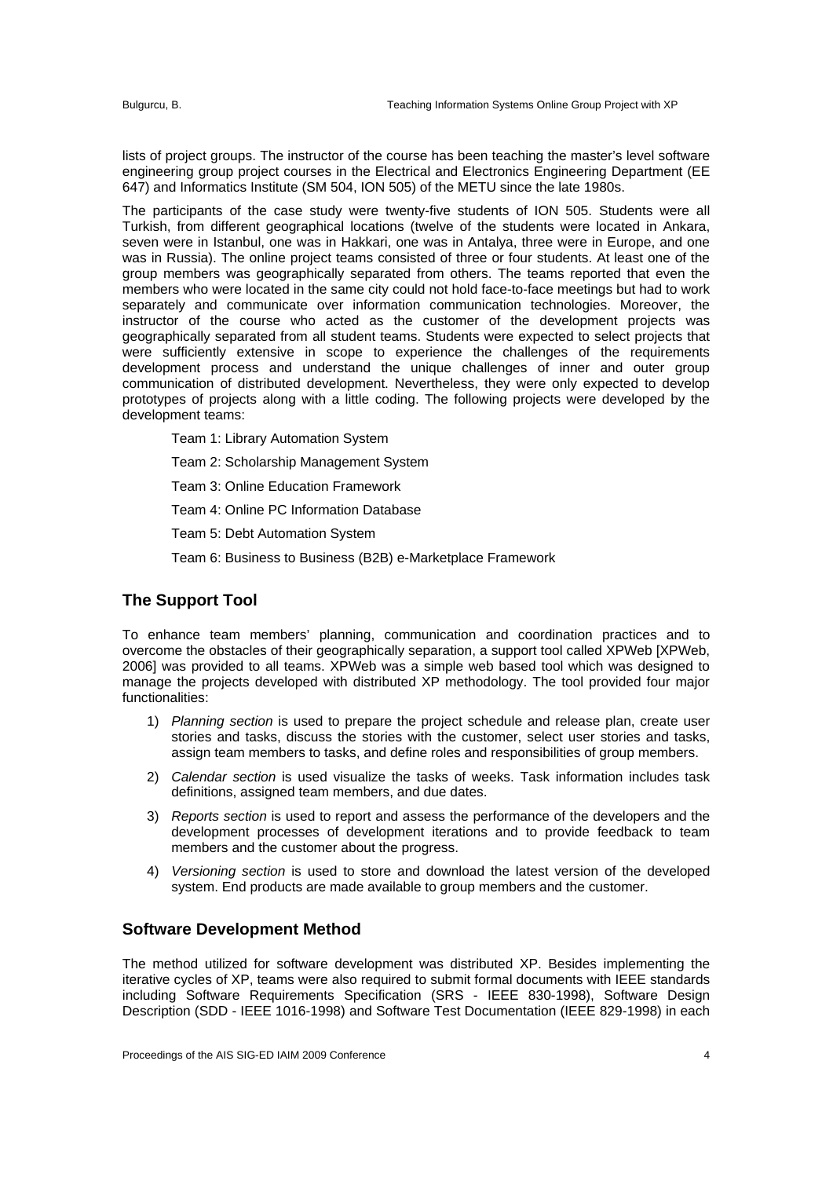lists of project groups. The instructor of the course has been teaching the master's level software engineering group project courses in the Electrical and Electronics Engineering Department (EE 647) and Informatics Institute (SM 504, ION 505) of the METU since the late 1980s.

The participants of the case study were twenty-five students of ION 505. Students were all Turkish, from different geographical locations (twelve of the students were located in Ankara, seven were in Istanbul, one was in Hakkari, one was in Antalya, three were in Europe, and one was in Russia). The online project teams consisted of three or four students. At least one of the group members was geographically separated from others. The teams reported that even the members who were located in the same city could not hold face-to-face meetings but had to work separately and communicate over information communication technologies. Moreover, the instructor of the course who acted as the customer of the development projects was geographically separated from all student teams. Students were expected to select projects that were sufficiently extensive in scope to experience the challenges of the requirements development process and understand the unique challenges of inner and outer group communication of distributed development. Nevertheless, they were only expected to develop prototypes of projects along with a little coding. The following projects were developed by the development teams:

Team 1: Library Automation System

Team 2: Scholarship Management System

Team 3: Online Education Framework

Team 4: Online PC Information Database

Team 5: Debt Automation System

Team 6: Business to Business (B2B) e-Marketplace Framework

## The Support Tool

To enhance team members' planning, communication and coordination practices and to overcome the obstacles of their geographically separation, a support tool called XPWeb [XPWeb, 2006] was provided to all teams. XPWeb was a simple web based tool which was designed to manage the projects developed with distributed XP methodology. The tool provided four major functionalities:

1) *Planning section* is used to prepare the project schedule and release plan, create user stories and tasks, discuss the stories with the customer, select user stories and tasks, assign team members to tasks, and define roles and responsibilities of group members.
2) *Calendar section* is used visualize the tasks of weeks. Task information includes task definitions, assigned team members, and due dates.
3) *Reports section* is used to report and assess the performance of the developers and the development processes of development iterations and to provide feedback to team members and the customer about the progress.
4) *Versioning section* is used to store and download the latest version of the developed system. End products are made available to group members and the customer.

## Software Development Method

The method utilized for software development was distributed XP. Besides implementing the iterative cycles of XP, teams were also required to submit formal documents with IEEE standards including Software Requirements Specification (SRS - IEEE 830-1998), Software Design Description (SDD - IEEE 1016-1998) and Software Test Documentation (IEEE 829-1998) in each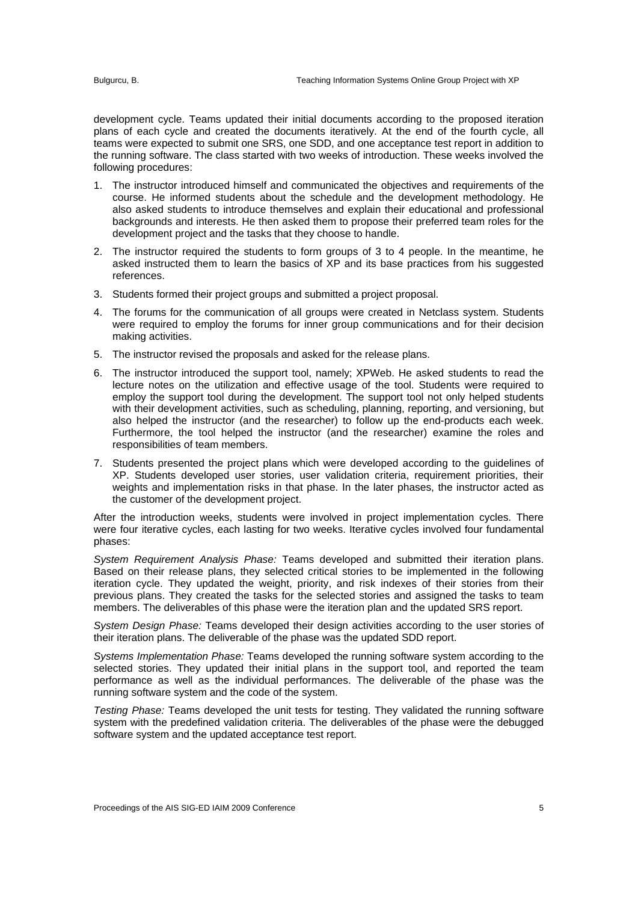development cycle. Teams updated their initial documents according to the proposed iteration plans of each cycle and created the documents iteratively. At the end of the fourth cycle, all teams were expected to submit one SRS, one SDD, and one acceptance test report in addition to the running software. The class started with two weeks of introduction. These weeks involved the following procedures:

1. The instructor introduced himself and communicated the objectives and requirements of the course. He informed students about the schedule and the development methodology. He also asked students to introduce themselves and explain their educational and professional backgrounds and interests. He then asked them to propose their preferred team roles for the development project and the tasks that they choose to handle.
2. The instructor required the students to form groups of 3 to 4 people. In the meantime, he asked instructed them to learn the basics of XP and its base practices from his suggested references.
3. Students formed their project groups and submitted a project proposal.
4. The forums for the communication of all groups were created in Netclass system. Students were required to employ the forums for inner group communications and for their decision making activities.
5. The instructor revised the proposals and asked for the release plans.
6. The instructor introduced the support tool, namely; XPWeb. He asked students to read the lecture notes on the utilization and effective usage of the tool. Students were required to employ the support tool during the development. The support tool not only helped students with their development activities, such as scheduling, planning, reporting, and versioning, but also helped the instructor (and the researcher) to follow up the end-products each week. Furthermore, the tool helped the instructor (and the researcher) examine the roles and responsibilities of team members.
7. Students presented the project plans which were developed according to the guidelines of XP. Students developed user stories, user validation criteria, requirement priorities, their weights and implementation risks in that phase. In the later phases, the instructor acted as the customer of the development project.

After the introduction weeks, students were involved in project implementation cycles. There were four iterative cycles, each lasting for two weeks. Iterative cycles involved four fundamental phases:

*System Requirement Analysis Phase:* Teams developed and submitted their iteration plans. Based on their release plans, they selected critical stories to be implemented in the following iteration cycle. They updated the weight, priority, and risk indexes of their stories from their previous plans. They created the tasks for the selected stories and assigned the tasks to team members. The deliverables of this phase were the iteration plan and the updated SRS report.

*System Design Phase:* Teams developed their design activities according to the user stories of their iteration plans. The deliverable of the phase was the updated SDD report.

*Systems Implementation Phase:* Teams developed the running software system according to the selected stories. They updated their initial plans in the support tool, and reported the team performance as well as the individual performances. The deliverable of the phase was the running software system and the code of the system.

*Testing Phase:* Teams developed the unit tests for testing. They validated the running software system with the predefined validation criteria. The deliverables of the phase were the debugged software system and the updated acceptance test report.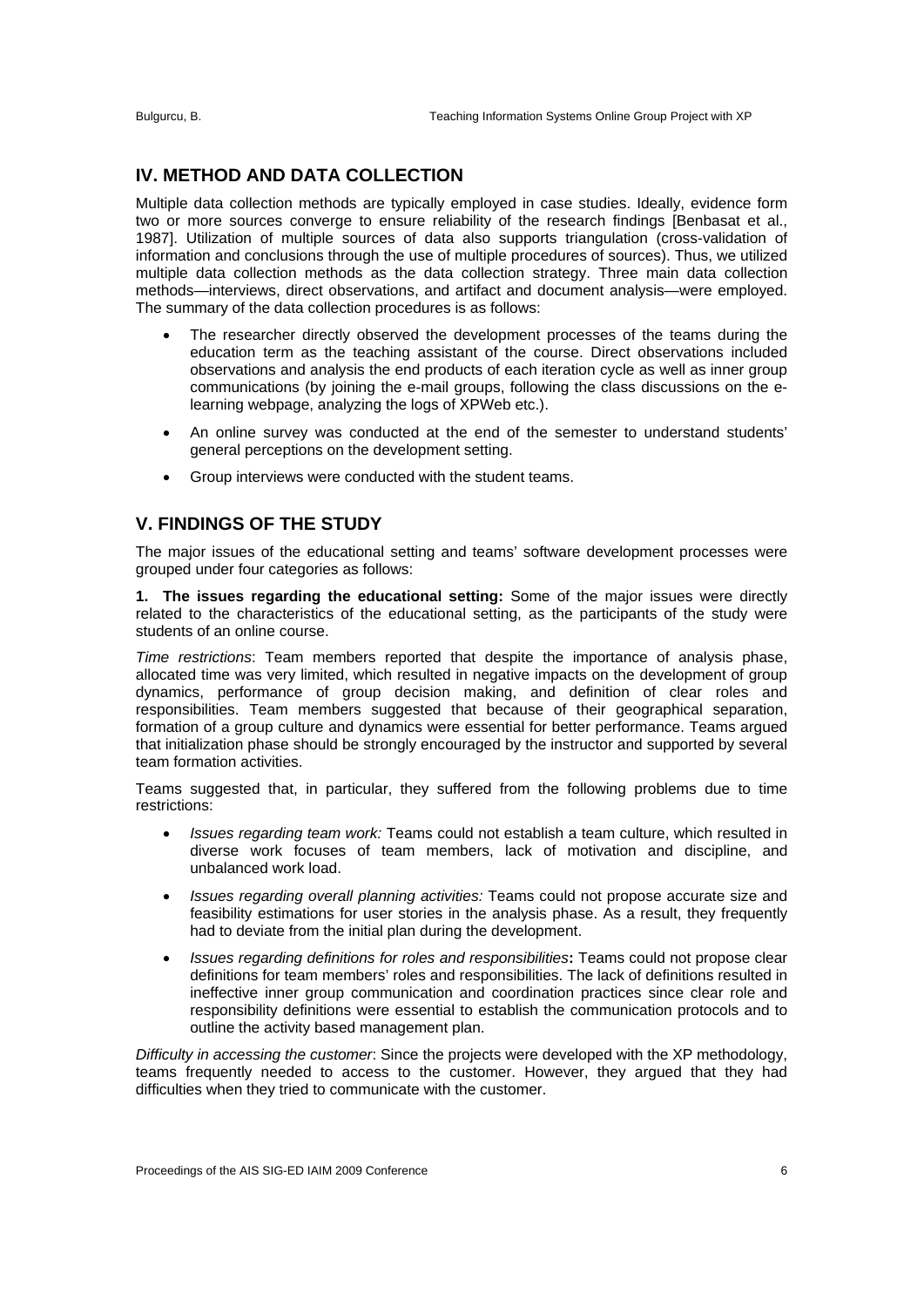## IV. METHOD AND DATA COLLECTION

Multiple data collection methods are typically employed in case studies. Ideally, evidence form two or more sources converge to ensure reliability of the research findings [Benbasat et al., 1987]. Utilization of multiple sources of data also supports triangulation (cross-validation of information and conclusions through the use of multiple procedures of sources). Thus, we utilized multiple data collection methods as the data collection strategy. Three main data collection methods—interviews, direct observations, and artifact and document analysis—were employed. The summary of the data collection procedures is as follows:

- The researcher directly observed the development processes of the teams during the education term as the teaching assistant of the course. Direct observations included observations and analysis the end products of each iteration cycle as well as inner group communications (by joining the e-mail groups, following the class discussions on the e-learning webpage, analyzing the logs of XPWeb etc.).
- An online survey was conducted at the end of the semester to understand students' general perceptions on the development setting.
- Group interviews were conducted with the student teams.

## V. FINDINGS OF THE STUDY

The major issues of the educational setting and teams' software development processes were grouped under four categories as follows:

**1. The issues regarding the educational setting:** Some of the major issues were directly related to the characteristics of the educational setting, as the participants of the study were students of an online course.

*Time restrictions*: Team members reported that despite the importance of analysis phase, allocated time was very limited, which resulted in negative impacts on the development of group dynamics, performance of group decision making, and definition of clear roles and responsibilities. Team members suggested that because of their geographical separation, formation of a group culture and dynamics were essential for better performance. Teams argued that initialization phase should be strongly encouraged by the instructor and supported by several team formation activities.

Teams suggested that, in particular, they suffered from the following problems due to time restrictions:

- *Issues regarding team work:* Teams could not establish a team culture, which resulted in diverse work focuses of team members, lack of motivation and discipline, and unbalanced work load.
- *Issues regarding overall planning activities:* Teams could not propose accurate size and feasibility estimations for user stories in the analysis phase. As a result, they frequently had to deviate from the initial plan during the development.
- *Issues regarding definitions for roles and responsibilities***:** Teams could not propose clear definitions for team members' roles and responsibilities. The lack of definitions resulted in ineffective inner group communication and coordination practices since clear role and responsibility definitions were essential to establish the communication protocols and to outline the activity based management plan.

*Difficulty in accessing the customer*: Since the projects were developed with the XP methodology, teams frequently needed to access to the customer. However, they argued that they had difficulties when they tried to communicate with the customer.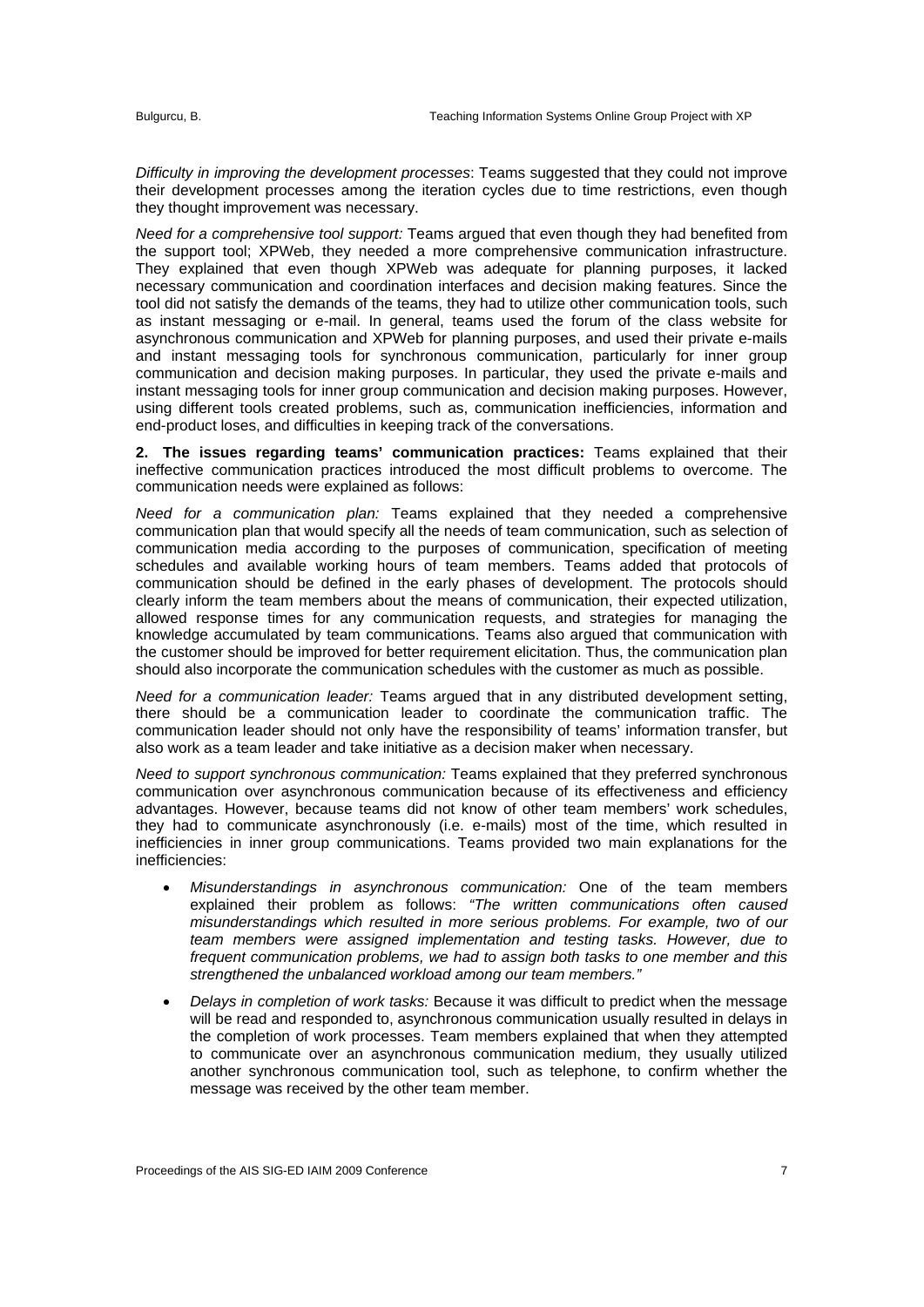*Difficulty in improving the development processes*: Teams suggested that they could not improve their development processes among the iteration cycles due to time restrictions, even though they thought improvement was necessary.

*Need for a comprehensive tool support:* Teams argued that even though they had benefited from the support tool; XPWeb, they needed a more comprehensive communication infrastructure. They explained that even though XPWeb was adequate for planning purposes, it lacked necessary communication and coordination interfaces and decision making features. Since the tool did not satisfy the demands of the teams, they had to utilize other communication tools, such as instant messaging or e-mail. In general, teams used the forum of the class website for asynchronous communication and XPWeb for planning purposes, and used their private e-mails and instant messaging tools for synchronous communication, particularly for inner group communication and decision making purposes. In particular, they used the private e-mails and instant messaging tools for inner group communication and decision making purposes. However, using different tools created problems, such as, communication inefficiencies, information and end-product loses, and difficulties in keeping track of the conversations.

**2. The issues regarding teams' communication practices:** Teams explained that their ineffective communication practices introduced the most difficult problems to overcome. The communication needs were explained as follows:

*Need for a communication plan:* Teams explained that they needed a comprehensive communication plan that would specify all the needs of team communication, such as selection of communication media according to the purposes of communication, specification of meeting schedules and available working hours of team members. Teams added that protocols of communication should be defined in the early phases of development. The protocols should clearly inform the team members about the means of communication, their expected utilization, allowed response times for any communication requests, and strategies for managing the knowledge accumulated by team communications. Teams also argued that communication with the customer should be improved for better requirement elicitation. Thus, the communication plan should also incorporate the communication schedules with the customer as much as possible.

*Need for a communication leader:* Teams argued that in any distributed development setting, there should be a communication leader to coordinate the communication traffic. The communication leader should not only have the responsibility of teams' information transfer, but also work as a team leader and take initiative as a decision maker when necessary.

*Need to support synchronous communication:* Teams explained that they preferred synchronous communication over asynchronous communication because of its effectiveness and efficiency advantages. However, because teams did not know of other team members' work schedules, they had to communicate asynchronously (i.e. e-mails) most of the time, which resulted in inefficiencies in inner group communications. Teams provided two main explanations for the inefficiencies:

- *Misunderstandings in asynchronous communication:* One of the team members explained their problem as follows: *"The written communications often caused misunderstandings which resulted in more serious problems. For example, two of our team members were assigned implementation and testing tasks. However, due to frequent communication problems, we had to assign both tasks to one member and this strengthened the unbalanced workload among our team members."*
- *Delays in completion of work tasks:* Because it was difficult to predict when the message will be read and responded to, asynchronous communication usually resulted in delays in the completion of work processes. Team members explained that when they attempted to communicate over an asynchronous communication medium, they usually utilized another synchronous communication tool, such as telephone, to confirm whether the message was received by the other team member.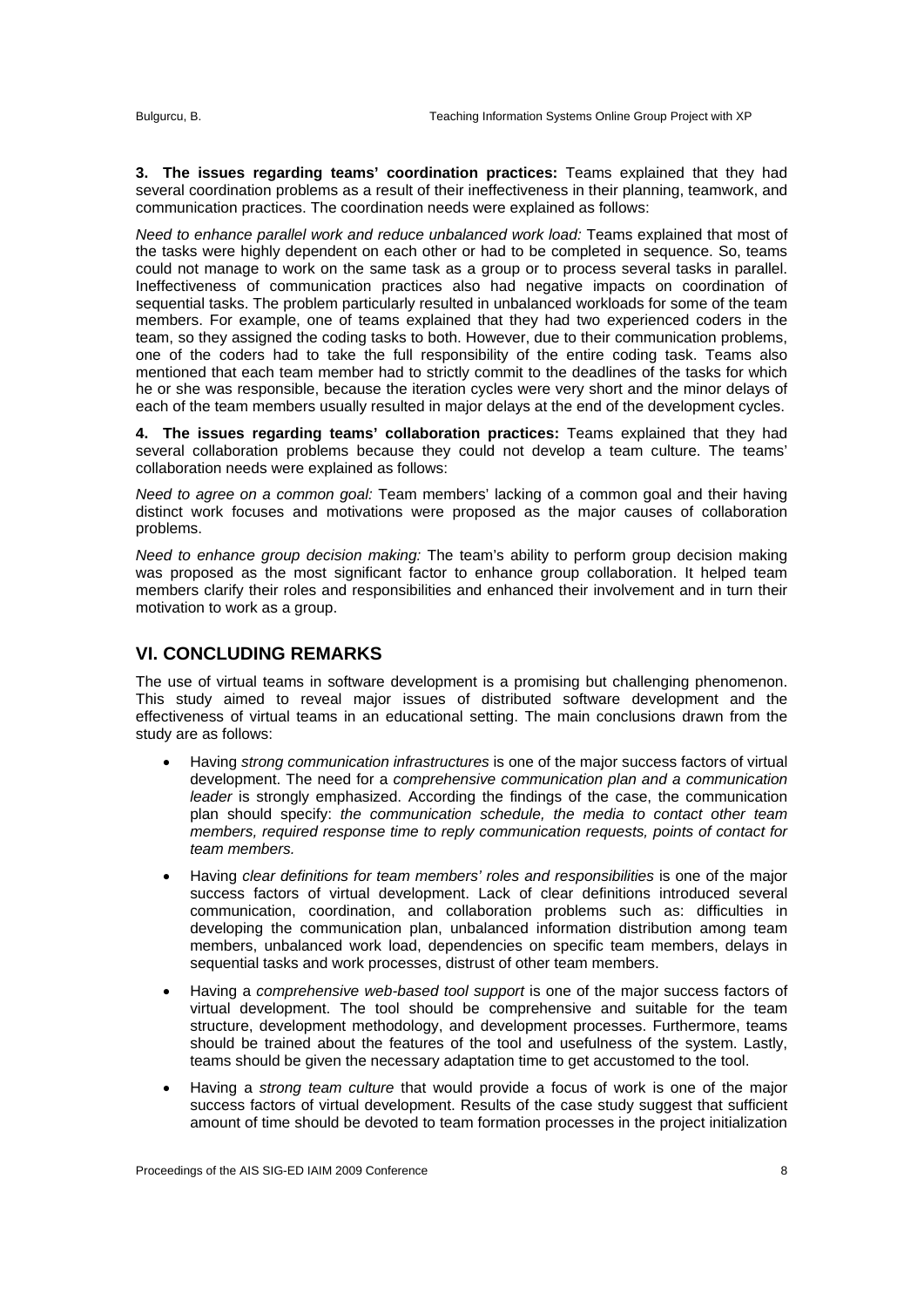**3. The issues regarding teams' coordination practices:** Teams explained that they had several coordination problems as a result of their ineffectiveness in their planning, teamwork, and communication practices. The coordination needs were explained as follows:

*Need to enhance parallel work and reduce unbalanced work load:* Teams explained that most of the tasks were highly dependent on each other or had to be completed in sequence. So, teams could not manage to work on the same task as a group or to process several tasks in parallel. Ineffectiveness of communication practices also had negative impacts on coordination of sequential tasks. The problem particularly resulted in unbalanced workloads for some of the team members. For example, one of teams explained that they had two experienced coders in the team, so they assigned the coding tasks to both. However, due to their communication problems, one of the coders had to take the full responsibility of the entire coding task. Teams also mentioned that each team member had to strictly commit to the deadlines of the tasks for which he or she was responsible, because the iteration cycles were very short and the minor delays of each of the team members usually resulted in major delays at the end of the development cycles.

**4. The issues regarding teams' collaboration practices:** Teams explained that they had several collaboration problems because they could not develop a team culture. The teams' collaboration needs were explained as follows:

*Need to agree on a common goal:* Team members' lacking of a common goal and their having distinct work focuses and motivations were proposed as the major causes of collaboration problems.

*Need to enhance group decision making:* The team's ability to perform group decision making was proposed as the most significant factor to enhance group collaboration. It helped team members clarify their roles and responsibilities and enhanced their involvement and in turn their motivation to work as a group.

## VI. CONCLUDING REMARKS

The use of virtual teams in software development is a promising but challenging phenomenon. This study aimed to reveal major issues of distributed software development and the effectiveness of virtual teams in an educational setting. The main conclusions drawn from the study are as follows:

- Having *strong communication infrastructures* is one of the major success factors of virtual development. The need for a *comprehensive communication plan and a communication leader* is strongly emphasized. According the findings of the case, the communication plan should specify: *the communication schedule, the media to contact other team members, required response time to reply communication requests, points of contact for team members.*
- Having *clear definitions for team members' roles and responsibilities* is one of the major success factors of virtual development. Lack of clear definitions introduced several communication, coordination, and collaboration problems such as: difficulties in developing the communication plan, unbalanced information distribution among team members, unbalanced work load, dependencies on specific team members, delays in sequential tasks and work processes, distrust of other team members.
- Having a *comprehensive web-based tool support* is one of the major success factors of virtual development. The tool should be comprehensive and suitable for the team structure, development methodology, and development processes. Furthermore, teams should be trained about the features of the tool and usefulness of the system. Lastly, teams should be given the necessary adaptation time to get accustomed to the tool.
- Having a *strong team culture* that would provide a focus of work is one of the major success factors of virtual development. Results of the case study suggest that sufficient amount of time should be devoted to team formation processes in the project initialization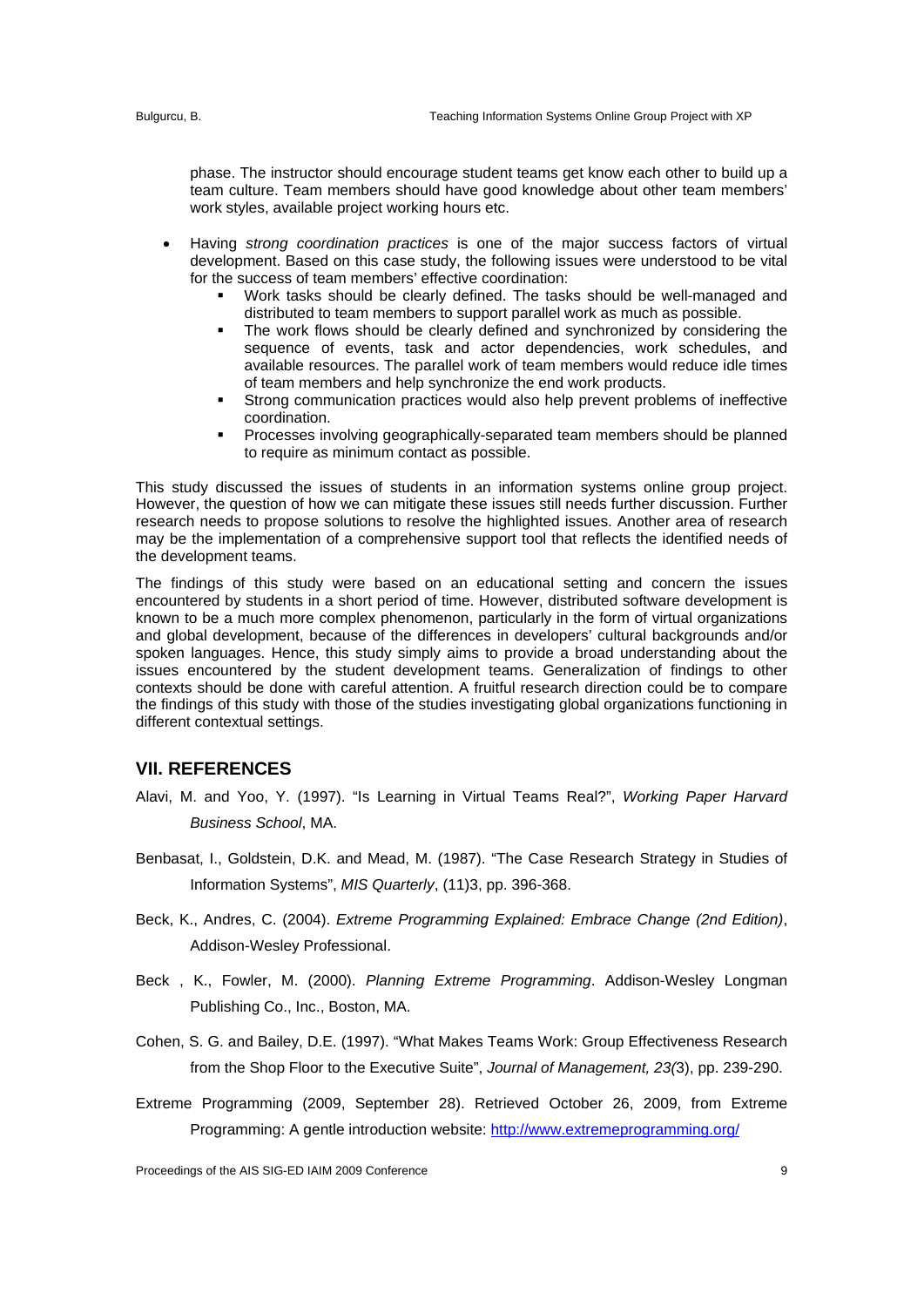phase. The instructor should encourage student teams get know each other to build up a team culture. Team members should have good knowledge about other team members' work styles, available project working hours etc.

- Having *strong coordination practices* is one of the major success factors of virtual development. Based on this case study, the following issues were understood to be vital for the success of team members' effective coordination:
  - Work tasks should be clearly defined. The tasks should be well-managed and distributed to team members to support parallel work as much as possible.
  - The work flows should be clearly defined and synchronized by considering the sequence of events, task and actor dependencies, work schedules, and available resources. The parallel work of team members would reduce idle times of team members and help synchronize the end work products.
  - Strong communication practices would also help prevent problems of ineffective coordination.
  - Processes involving geographically-separated team members should be planned to require as minimum contact as possible.

This study discussed the issues of students in an information systems online group project. However, the question of how we can mitigate these issues still needs further discussion. Further research needs to propose solutions to resolve the highlighted issues. Another area of research may be the implementation of a comprehensive support tool that reflects the identified needs of the development teams.

The findings of this study were based on an educational setting and concern the issues encountered by students in a short period of time. However, distributed software development is known to be a much more complex phenomenon, particularly in the form of virtual organizations and global development, because of the differences in developers' cultural backgrounds and/or spoken languages. Hence, this study simply aims to provide a broad understanding about the issues encountered by the student development teams. Generalization of findings to other contexts should be done with careful attention. A fruitful research direction could be to compare the findings of this study with those of the studies investigating global organizations functioning in different contextual settings.

## VII. REFERENCES

Alavi, M. and Yoo, Y. (1997). "Is Learning in Virtual Teams Real?", *Working Paper Harvard Business School*, MA.

Benbasat, I., Goldstein, D.K. and Mead, M. (1987). "The Case Research Strategy in Studies of Information Systems", *MIS Quarterly*, (11)3, pp. 396-368.

Beck, K., Andres, C. (2004). *Extreme Programming Explained: Embrace Change (2nd Edition)*, Addison-Wesley Professional.

Beck , K., Fowler, M. (2000). *Planning Extreme Programming*. Addison-Wesley Longman Publishing Co., Inc., Boston, MA.

Cohen, S. G. and Bailey, D.E. (1997). "What Makes Teams Work: Group Effectiveness Research from the Shop Floor to the Executive Suite", *Journal of Management, 23(*3), pp. 239-290.

Extreme Programming (2009, September 28). Retrieved October 26, 2009, from Extreme Programming: A gentle introduction website: http://www.extremeprogramming.org/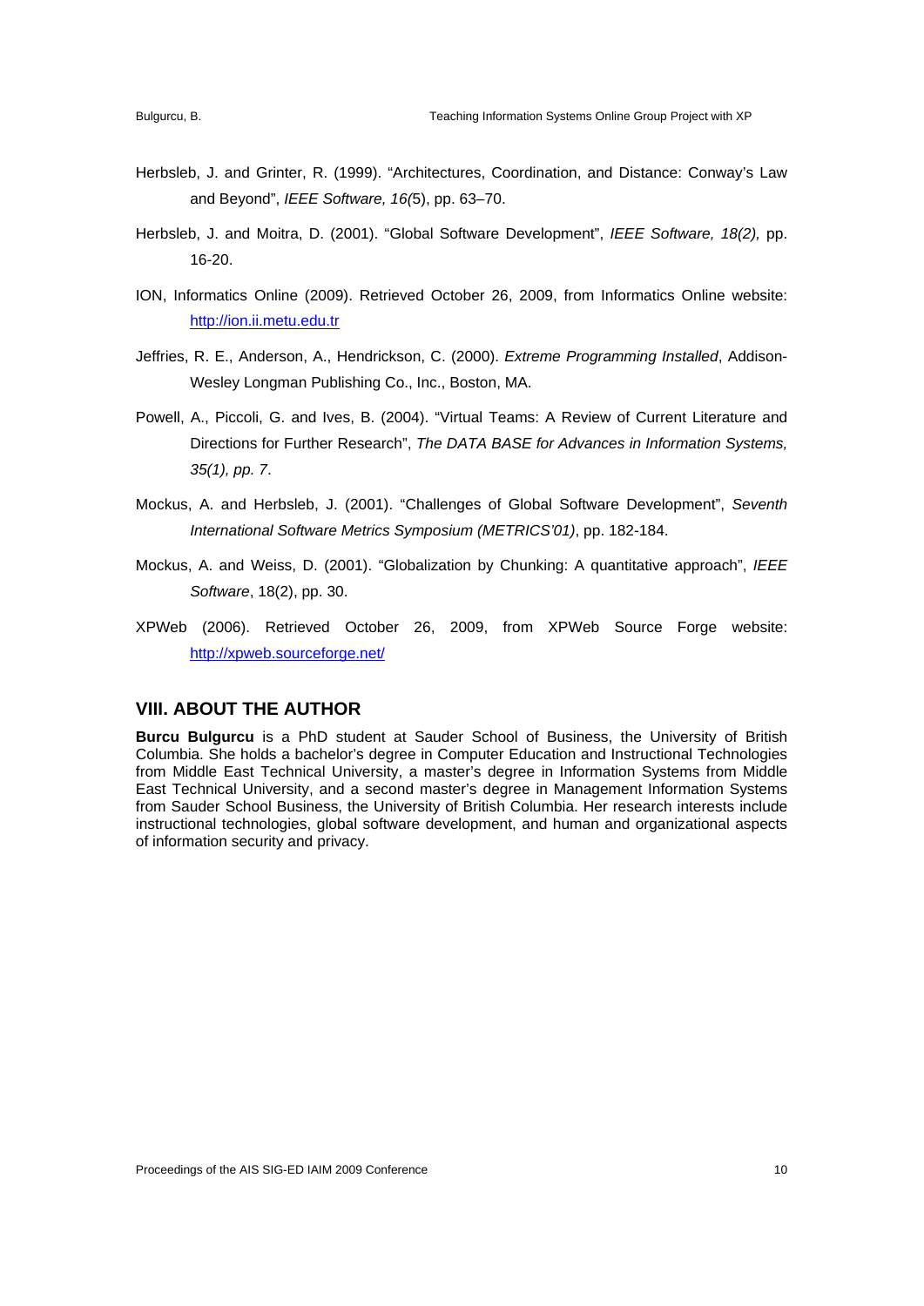Herbsleb, J. and Grinter, R. (1999). "Architectures, Coordination, and Distance: Conway's Law and Beyond", *IEEE Software, 16(*5), pp. 63–70.

Herbsleb, J. and Moitra, D. (2001). "Global Software Development", *IEEE Software, 18(2),* pp. 16-20.

ION, Informatics Online (2009). Retrieved October 26, 2009, from Informatics Online website: http://ion.ii.metu.edu.tr

Jeffries, R. E., Anderson, A., Hendrickson, C. (2000). *Extreme Programming Installed*, Addison-Wesley Longman Publishing Co., Inc., Boston, MA.

Powell, A., Piccoli, G. and Ives, B. (2004). "Virtual Teams: A Review of Current Literature and Directions for Further Research", *The DATA BASE for Advances in Information Systems, 35(1), pp. 7*.

Mockus, A. and Herbsleb, J. (2001). "Challenges of Global Software Development", *Seventh International Software Metrics Symposium (METRICS'01)*, pp. 182-184.

Mockus, A. and Weiss, D. (2001). "Globalization by Chunking: A quantitative approach", *IEEE Software*, 18(2), pp. 30.

XPWeb (2006). Retrieved October 26, 2009, from XPWeb Source Forge website: http://xpweb.sourceforge.net/

## VIII. ABOUT THE AUTHOR

**Burcu Bulgurcu** is a PhD student at Sauder School of Business, the University of British Columbia. She holds a bachelor's degree in Computer Education and Instructional Technologies from Middle East Technical University, a master's degree in Information Systems from Middle East Technical University, and a second master's degree in Management Information Systems from Sauder School Business, the University of British Columbia. Her research interests include instructional technologies, global software development, and human and organizational aspects of information security and privacy.